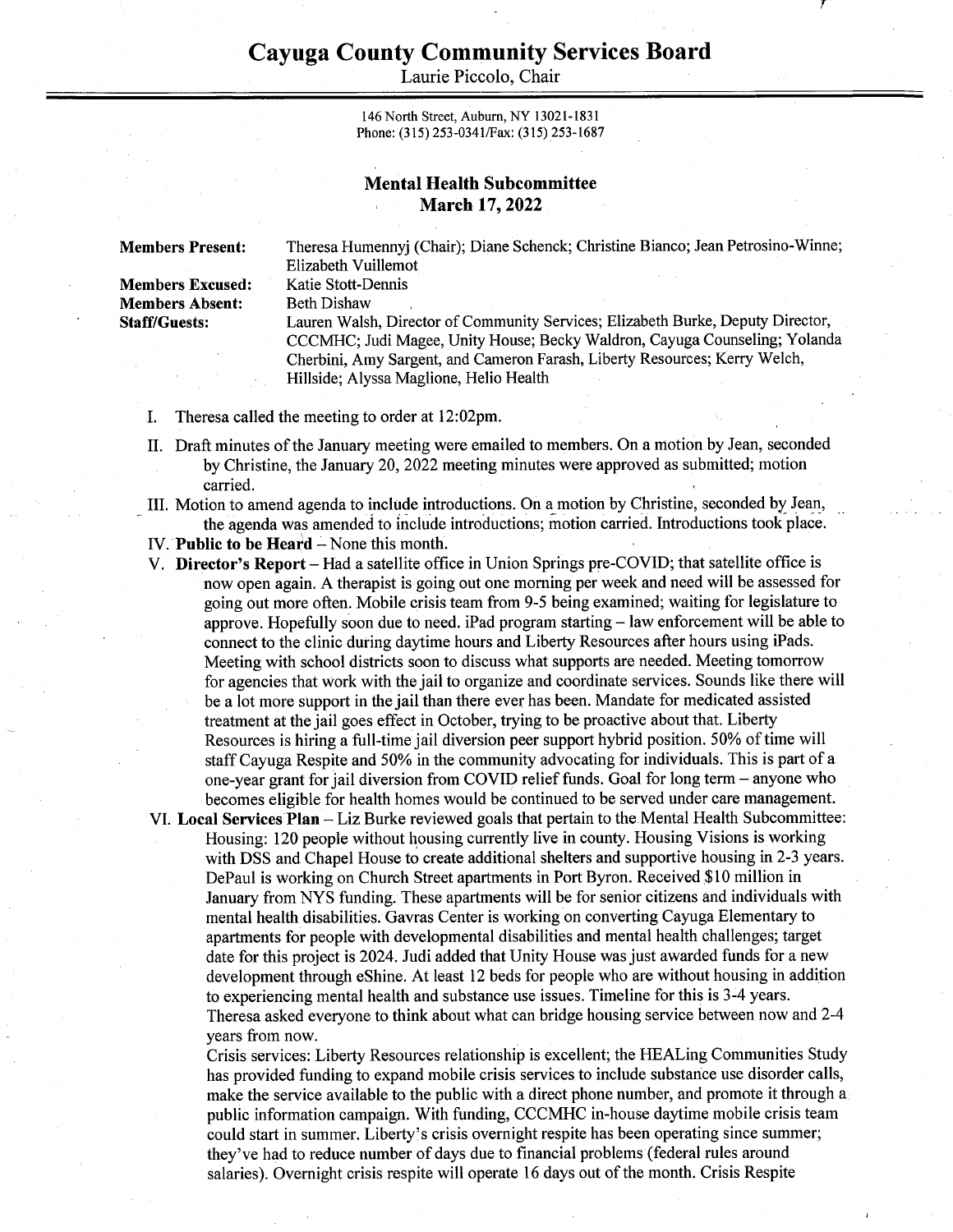# Cayuga County Community Services Board

Laurie Piccolo, Chair

146 North Street, Auburn, NY 13021-1831
Phone: (315) 253-0341/Fax: (315) 253-1687

## Mental Health Subcommittee
## March 17, 2022

**Members Present:** Theresa Humennyj (Chair); Diane Schenck; Christine Bianco; Jean Petrosino-Winne; Elizabeth Vuillemot

**Members Excused:** Katie Stott-Dennis

**Members Absent:** Beth Dishaw

**Staff/Guests:** Lauren Walsh, Director of Community Services; Elizabeth Burke, Deputy Director, CCCMHC; Judi Magee, Unity House; Becky Waldron, Cayuga Counseling; Yolanda Cherbini, Amy Sargent, and Cameron Farash, Liberty Resources; Kerry Welch, Hillside; Alyssa Maglione, Helio Health

I. Theresa called the meeting to order at 12:02pm.

II. Draft minutes of the January meeting were emailed to members. On a motion by Jean, seconded by Christine, the January 20, 2022 meeting minutes were approved as submitted; motion carried.

III. Motion to amend agenda to include introductions. On a motion by Christine, seconded by Jean, the agenda was amended to include introductions; motion carried. Introductions took place.

IV. **Public to be Heard** – None this month.

V. **Director's Report** – Had a satellite office in Union Springs pre-COVID; that satellite office is now open again. A therapist is going out one morning per week and need will be assessed for going out more often. Mobile crisis team from 9-5 being examined; waiting for legislature to approve. Hopefully soon due to need. iPad program starting – law enforcement will be able to connect to the clinic during daytime hours and Liberty Resources after hours using iPads. Meeting with school districts soon to discuss what supports are needed. Meeting tomorrow for agencies that work with the jail to organize and coordinate services. Sounds like there will be a lot more support in the jail than there ever has been. Mandate for medicated assisted treatment at the jail goes effect in October, trying to be proactive about that. Liberty Resources is hiring a full-time jail diversion peer support hybrid position. 50% of time will staff Cayuga Respite and 50% in the community advocating for individuals. This is part of a one-year grant for jail diversion from COVID relief funds. Goal for long term – anyone who becomes eligible for health homes would be continued to be served under care management.

VI. **Local Services Plan** – Liz Burke reviewed goals that pertain to the Mental Health Subcommittee:
Housing: 120 people without housing currently live in county. Housing Visions is working with DSS and Chapel House to create additional shelters and supportive housing in 2-3 years. DePaul is working on Church Street apartments in Port Byron. Received $10 million in January from NYS funding. These apartments will be for senior citizens and individuals with mental health disabilities. Gavras Center is working on converting Cayuga Elementary to apartments for people with developmental disabilities and mental health challenges; target date for this project is 2024. Judi added that Unity House was just awarded funds for a new development through eShine. At least 12 beds for people who are without housing in addition to experiencing mental health and substance use issues. Timeline for this is 3-4 years. Theresa asked everyone to think about what can bridge housing service between now and 2-4 years from now.
Crisis services: Liberty Resources relationship is excellent; the HEALing Communities Study has provided funding to expand mobile crisis services to include substance use disorder calls, make the service available to the public with a direct phone number, and promote it through a public information campaign. With funding, CCCMHC in-house daytime mobile crisis team could start in summer. Liberty's crisis overnight respite has been operating since summer; they've had to reduce number of days due to financial problems (federal rules around salaries). Overnight crisis respite will operate 16 days out of the month. Crisis Respite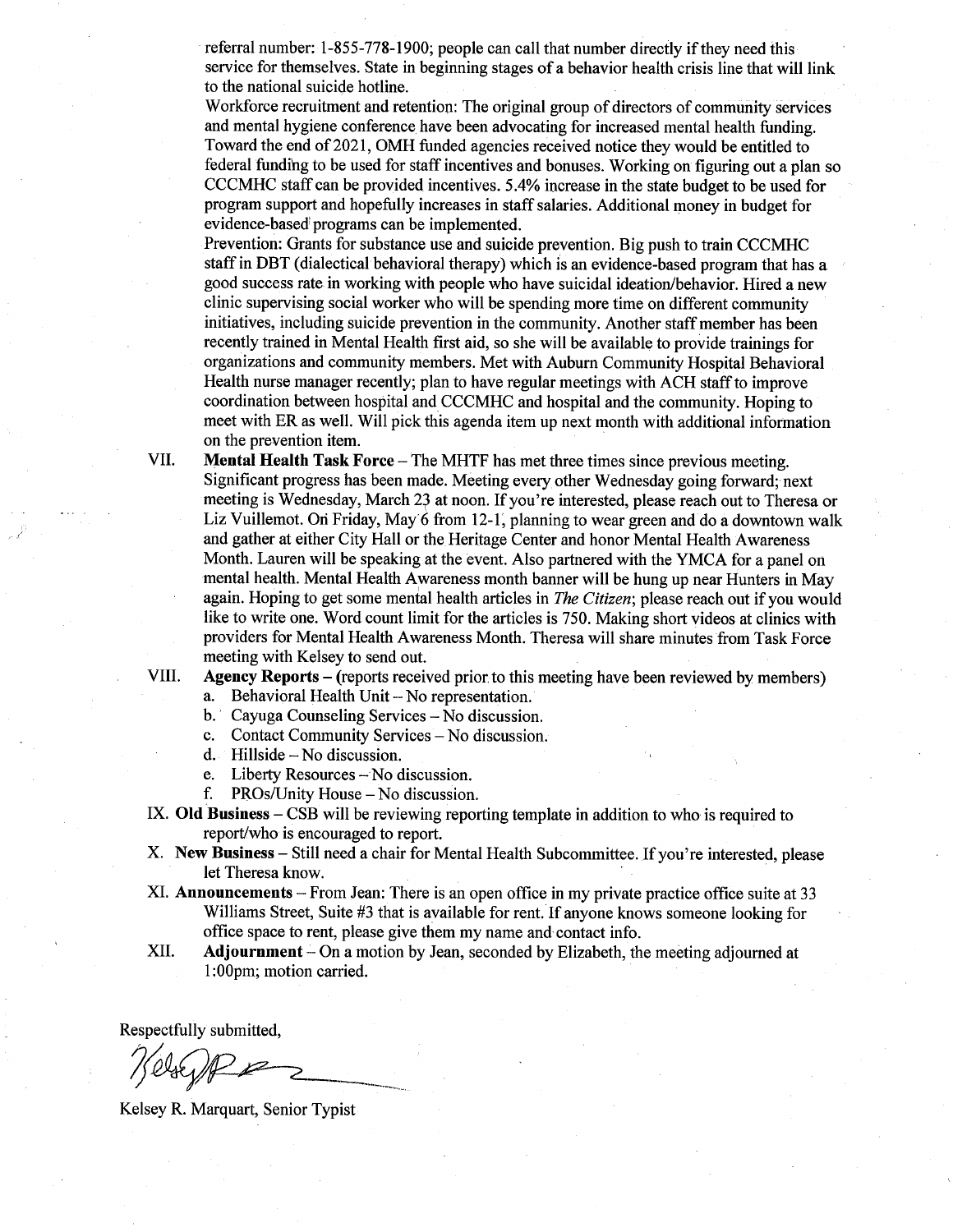referral number: 1-855-778-1900; people can call that number directly if they need this service for themselves. State in beginning stages of a behavior health crisis line that will link to the national suicide hotline.

Workforce recruitment and retention: The original group of directors of community services and mental hygiene conference have been advocating for increased mental health funding. Toward the end of 2021, OMH funded agencies received notice they would be entitled to federal funding to be used for staff incentives and bonuses. Working on figuring out a plan so CCCMHC staff can be provided incentives. 5.4% increase in the state budget to be used for program support and hopefully increases in staff salaries. Additional money in budget for evidence-based programs can be implemented.

Prevention: Grants for substance use and suicide prevention. Big push to train CCCMHC staff in DBT (dialectical behavioral therapy) which is an evidence-based program that has a good success rate in working with people who have suicidal ideation/behavior. Hired a new clinic supervising social worker who will be spending more time on different community initiatives, including suicide prevention in the community. Another staff member has been recently trained in Mental Health first aid, so she will be available to provide trainings for organizations and community members. Met with Auburn Community Hospital Behavioral Health nurse manager recently; plan to have regular meetings with ACH staff to improve coordination between hospital and CCCMHC and hospital and the community. Hoping to meet with ER as well. Will pick this agenda item up next month with additional information on the prevention item.

VII. **Mental Health Task Force** – The MHTF has met three times since previous meeting. Significant progress has been made. Meeting every other Wednesday going forward; next meeting is Wednesday, March 23 at noon. If you're interested, please reach out to Theresa or Liz Vuillemot. On Friday, May 6 from 12-1, planning to wear green and do a downtown walk and gather at either City Hall or the Heritage Center and honor Mental Health Awareness Month. Lauren will be speaking at the event. Also partnered with the YMCA for a panel on mental health. Mental Health Awareness month banner will be hung up near Hunters in May again. Hoping to get some mental health articles in *The Citizen*; please reach out if you would like to write one. Word count limit for the articles is 750. Making short videos at clinics with providers for Mental Health Awareness Month. Theresa will share minutes from Task Force meeting with Kelsey to send out.

VIII. **Agency Reports** – (reports received prior to this meeting have been reviewed by members)

a. Behavioral Health Unit – No representation.
b. Cayuga Counseling Services – No discussion.
c. Contact Community Services – No discussion.
d. Hillside – No discussion.
e. Liberty Resources – No discussion.
f. PROs/Unity House – No discussion.

IX. **Old Business** – CSB will be reviewing reporting template in addition to who is required to report/who is encouraged to report.

X. **New Business** – Still need a chair for Mental Health Subcommittee. If you're interested, please let Theresa know.

XI. **Announcements** – From Jean: There is an open office in my private practice office suite at 33 Williams Street, Suite #3 that is available for rent. If anyone knows someone looking for office space to rent, please give them my name and contact info.

XII. **Adjournment** – On a motion by Jean, seconded by Elizabeth, the meeting adjourned at 1:00pm; motion carried.

Respectfully submitted,

Kelsey R. Marquart, Senior Typist